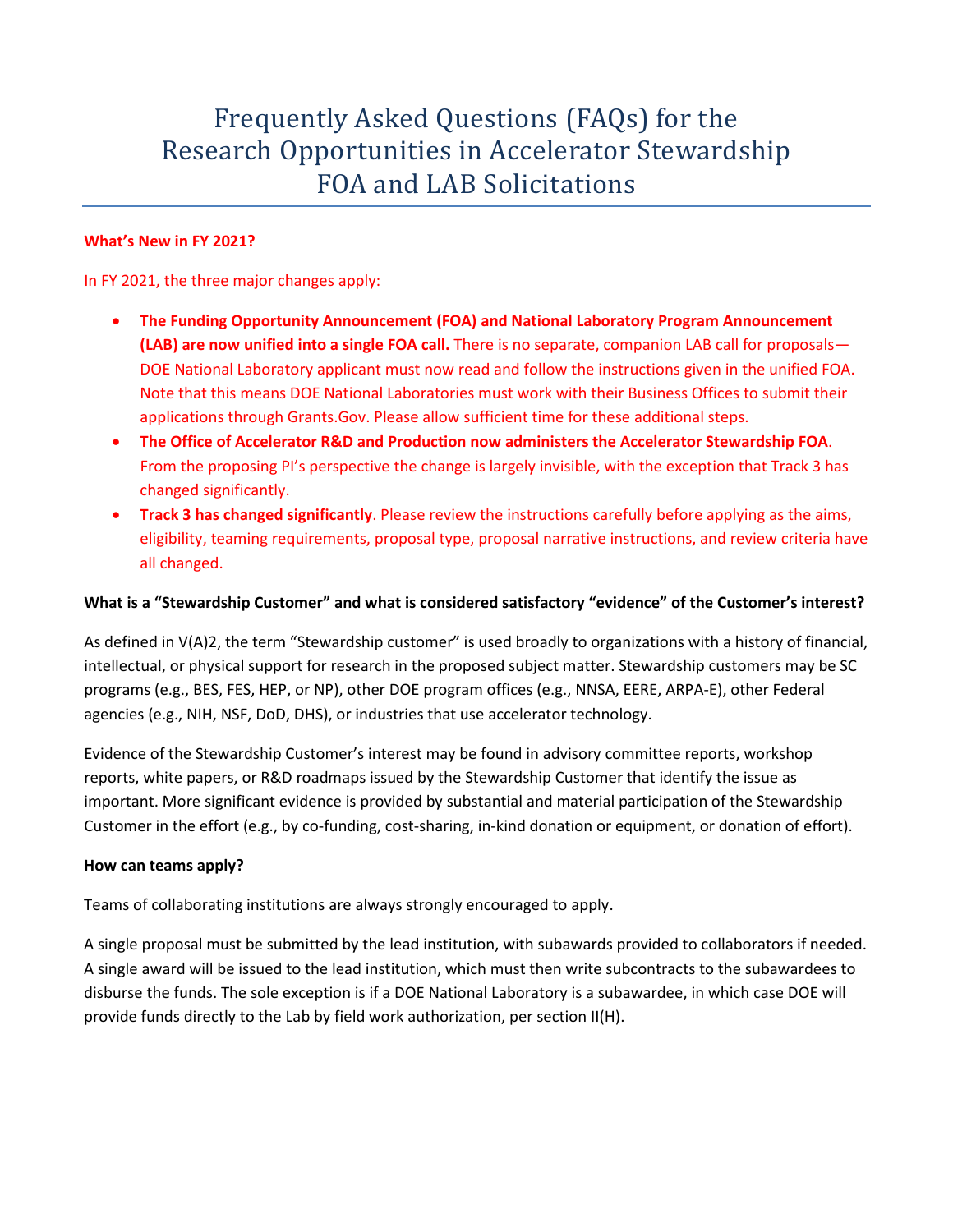# Frequently Asked Questions (FAQs) for the Research Opportunities in Accelerator Stewardship FOA and LAB Solicitations

**What's New in FY 2021?**

In FY 2021, the three major changes apply:

- **The Funding Opportunity Announcement (FOA) and National Laboratory Program Announcement (LAB) are now unified into a single FOA call.** There is no separate, companion LAB call for proposals—DOE National Laboratory applicant must now read and follow the instructions given in the unified FOA. Note that this means DOE National Laboratories must work with their Business Offices to submit their applications through Grants.Gov. Please allow sufficient time for these additional steps.
- **The Office of Accelerator R&D and Production now administers the Accelerator Stewardship FOA**. From the proposing PI's perspective the change is largely invisible, with the exception that Track 3 has changed significantly.
- **Track 3 has changed significantly**. Please review the instructions carefully before applying as the aims, eligibility, teaming requirements, proposal type, proposal narrative instructions, and review criteria have all changed.

**What is a "Stewardship Customer" and what is considered satisfactory "evidence" of the Customer's interest?**

As defined in V(A)2, the term "Stewardship customer" is used broadly to organizations with a history of financial, intellectual, or physical support for research in the proposed subject matter. Stewardship customers may be SC programs (e.g., BES, FES, HEP, or NP), other DOE program offices (e.g., NNSA, EERE, ARPA-E), other Federal agencies (e.g., NIH, NSF, DoD, DHS), or industries that use accelerator technology.

Evidence of the Stewardship Customer's interest may be found in advisory committee reports, workshop reports, white papers, or R&D roadmaps issued by the Stewardship Customer that identify the issue as important. More significant evidence is provided by substantial and material participation of the Stewardship Customer in the effort (e.g., by co-funding, cost-sharing, in-kind donation or equipment, or donation of effort).

**How can teams apply?**

Teams of collaborating institutions are always strongly encouraged to apply.

A single proposal must be submitted by the lead institution, with subawards provided to collaborators if needed. A single award will be issued to the lead institution, which must then write subcontracts to the subawardees to disburse the funds. The sole exception is if a DOE National Laboratory is a subawardee, in which case DOE will provide funds directly to the Lab by field work authorization, per section II(H).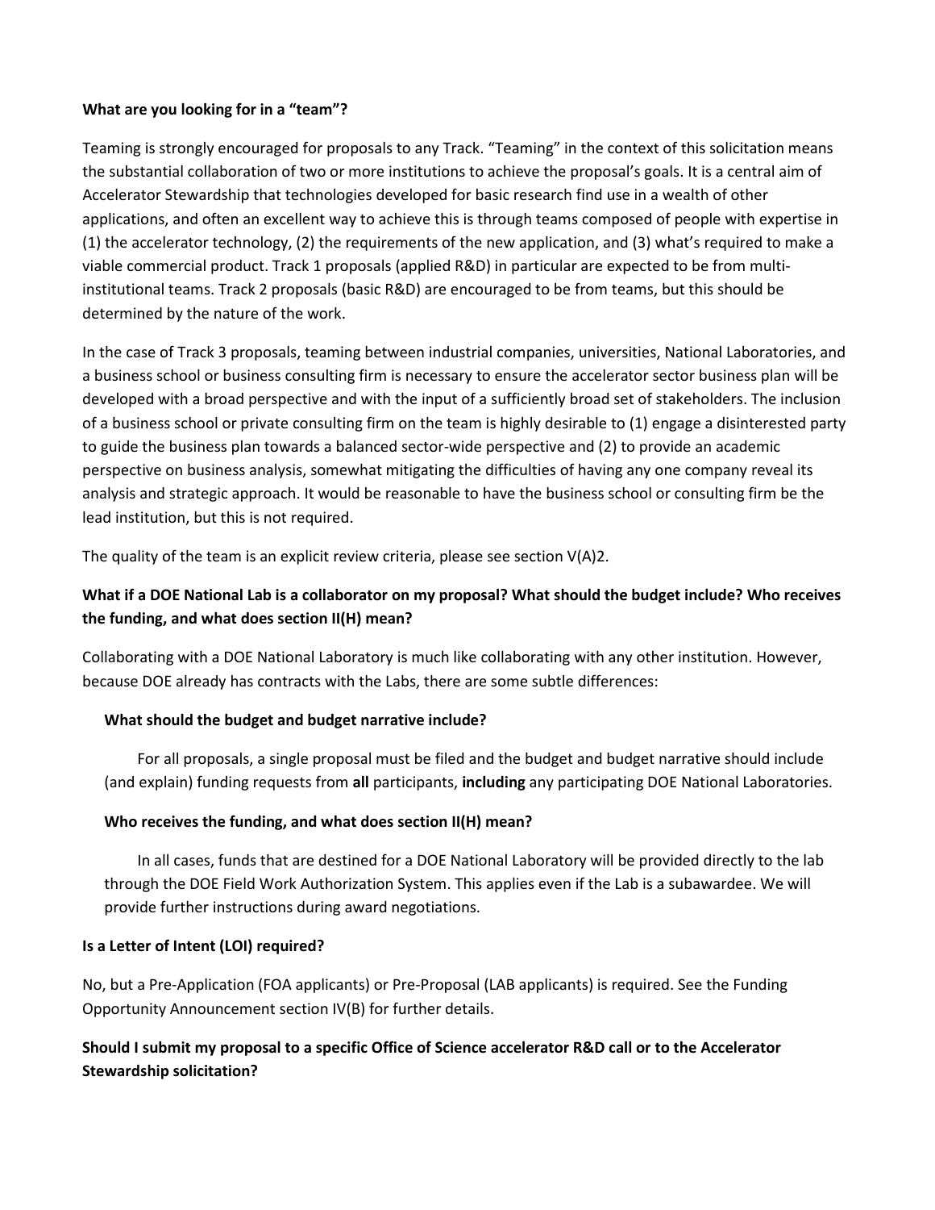**What are you looking for in a "team"?**

Teaming is strongly encouraged for proposals to any Track. "Teaming" in the context of this solicitation means the substantial collaboration of two or more institutions to achieve the proposal's goals. It is a central aim of Accelerator Stewardship that technologies developed for basic research find use in a wealth of other applications, and often an excellent way to achieve this is through teams composed of people with expertise in (1) the accelerator technology, (2) the requirements of the new application, and (3) what's required to make a viable commercial product. Track 1 proposals (applied R&D) in particular are expected to be from multi-institutional teams. Track 2 proposals (basic R&D) are encouraged to be from teams, but this should be determined by the nature of the work.

In the case of Track 3 proposals, teaming between industrial companies, universities, National Laboratories, and a business school or business consulting firm is necessary to ensure the accelerator sector business plan will be developed with a broad perspective and with the input of a sufficiently broad set of stakeholders. The inclusion of a business school or private consulting firm on the team is highly desirable to (1) engage a disinterested party to guide the business plan towards a balanced sector-wide perspective and (2) to provide an academic perspective on business analysis, somewhat mitigating the difficulties of having any one company reveal its analysis and strategic approach. It would be reasonable to have the business school or consulting firm be the lead institution, but this is not required.

The quality of the team is an explicit review criteria, please see section V(A)2.

**What if a DOE National Lab is a collaborator on my proposal? What should the budget include? Who receives the funding, and what does section II(H) mean?**

Collaborating with a DOE National Laboratory is much like collaborating with any other institution. However, because DOE already has contracts with the Labs, there are some subtle differences:

**What should the budget and budget narrative include?**

For all proposals, a single proposal must be filed and the budget and budget narrative should include (and explain) funding requests from **all** participants, **including** any participating DOE National Laboratories.

**Who receives the funding, and what does section II(H) mean?**

In all cases, funds that are destined for a DOE National Laboratory will be provided directly to the lab through the DOE Field Work Authorization System. This applies even if the Lab is a subawardee. We will provide further instructions during award negotiations.

**Is a Letter of Intent (LOI) required?**

No, but a Pre-Application (FOA applicants) or Pre-Proposal (LAB applicants) is required. See the Funding Opportunity Announcement section IV(B) for further details.

**Should I submit my proposal to a specific Office of Science accelerator R&D call or to the Accelerator Stewardship solicitation?**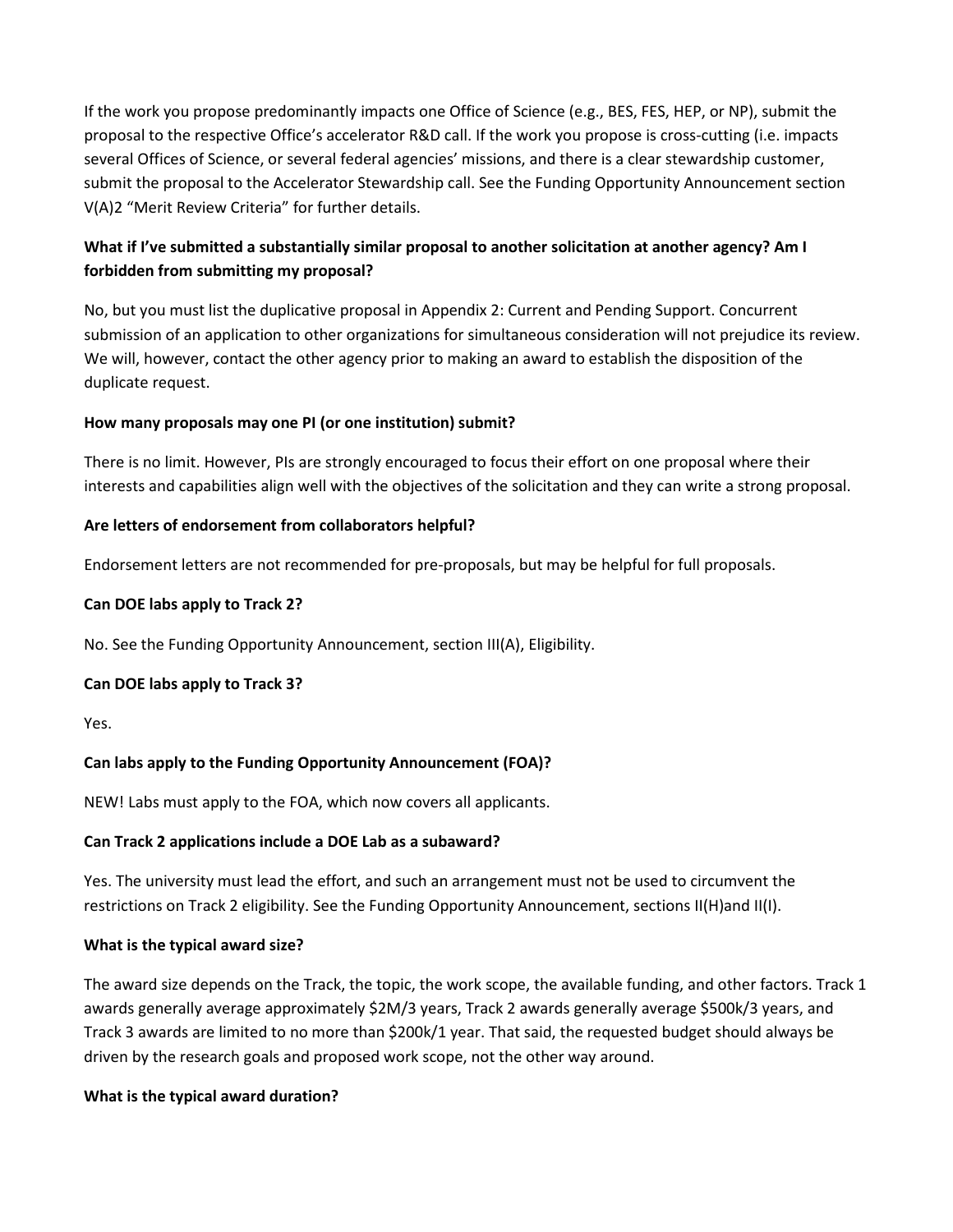If the work you propose predominantly impacts one Office of Science (e.g., BES, FES, HEP, or NP), submit the proposal to the respective Office's accelerator R&D call. If the work you propose is cross-cutting (i.e. impacts several Offices of Science, or several federal agencies' missions, and there is a clear stewardship customer, submit the proposal to the Accelerator Stewardship call. See the Funding Opportunity Announcement section V(A)2 "Merit Review Criteria" for further details.

**What if I've submitted a substantially similar proposal to another solicitation at another agency? Am I forbidden from submitting my proposal?**

No, but you must list the duplicative proposal in Appendix 2: Current and Pending Support. Concurrent submission of an application to other organizations for simultaneous consideration will not prejudice its review. We will, however, contact the other agency prior to making an award to establish the disposition of the duplicate request.

**How many proposals may one PI (or one institution) submit?**

There is no limit. However, PIs are strongly encouraged to focus their effort on one proposal where their interests and capabilities align well with the objectives of the solicitation and they can write a strong proposal.

**Are letters of endorsement from collaborators helpful?**

Endorsement letters are not recommended for pre-proposals, but may be helpful for full proposals.

**Can DOE labs apply to Track 2?**

No. See the Funding Opportunity Announcement, section III(A), Eligibility.

**Can DOE labs apply to Track 3?**

Yes.

**Can labs apply to the Funding Opportunity Announcement (FOA)?**

NEW! Labs must apply to the FOA, which now covers all applicants.

**Can Track 2 applications include a DOE Lab as a subaward?**

Yes. The university must lead the effort, and such an arrangement must not be used to circumvent the restrictions on Track 2 eligibility. See the Funding Opportunity Announcement, sections II(H)and II(I).

**What is the typical award size?**

The award size depends on the Track, the topic, the work scope, the available funding, and other factors. Track 1 awards generally average approximately $2M/3 years, Track 2 awards generally average $500k/3 years, and Track 3 awards are limited to no more than $200k/1 year. That said, the requested budget should always be driven by the research goals and proposed work scope, not the other way around.

**What is the typical award duration?**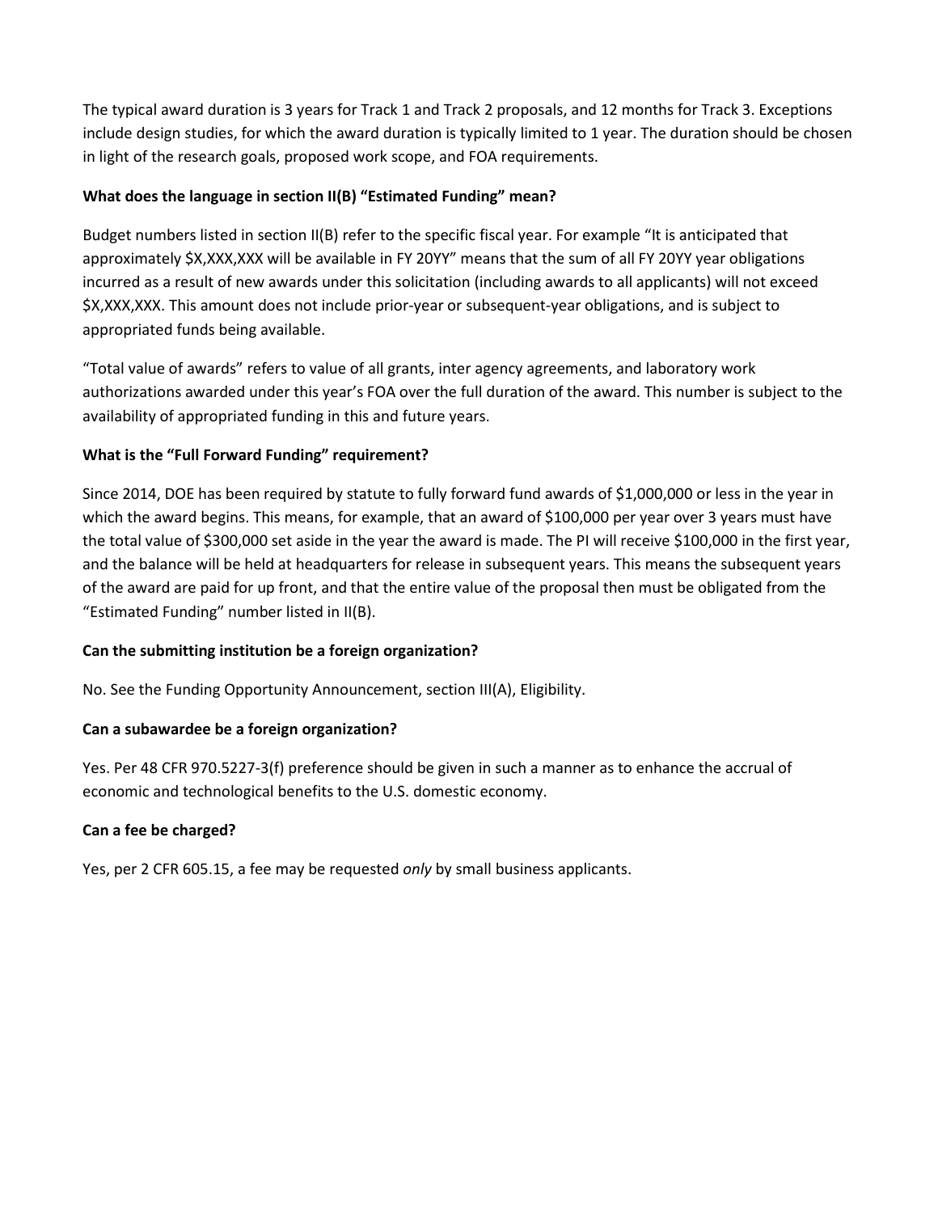The typical award duration is 3 years for Track 1 and Track 2 proposals, and 12 months for Track 3. Exceptions include design studies, for which the award duration is typically limited to 1 year. The duration should be chosen in light of the research goals, proposed work scope, and FOA requirements.

**What does the language in section II(B) "Estimated Funding" mean?**

Budget numbers listed in section II(B) refer to the specific fiscal year. For example "It is anticipated that approximately $X,XXX,XXX will be available in FY 20YY" means that the sum of all FY 20YY year obligations incurred as a result of new awards under this solicitation (including awards to all applicants) will not exceed $X,XXX,XXX. This amount does not include prior-year or subsequent-year obligations, and is subject to appropriated funds being available.

"Total value of awards" refers to value of all grants, inter agency agreements, and laboratory work authorizations awarded under this year's FOA over the full duration of the award. This number is subject to the availability of appropriated funding in this and future years.

**What is the "Full Forward Funding" requirement?**

Since 2014, DOE has been required by statute to fully forward fund awards of $1,000,000 or less in the year in which the award begins. This means, for example, that an award of $100,000 per year over 3 years must have the total value of $300,000 set aside in the year the award is made. The PI will receive $100,000 in the first year, and the balance will be held at headquarters for release in subsequent years. This means the subsequent years of the award are paid for up front, and that the entire value of the proposal then must be obligated from the "Estimated Funding" number listed in II(B).

**Can the submitting institution be a foreign organization?**

No. See the Funding Opportunity Announcement, section III(A), Eligibility.

**Can a subawardee be a foreign organization?**

Yes. Per 48 CFR 970.5227-3(f) preference should be given in such a manner as to enhance the accrual of economic and technological benefits to the U.S. domestic economy.

**Can a fee be charged?**

Yes, per 2 CFR 605.15, a fee may be requested *only* by small business applicants.